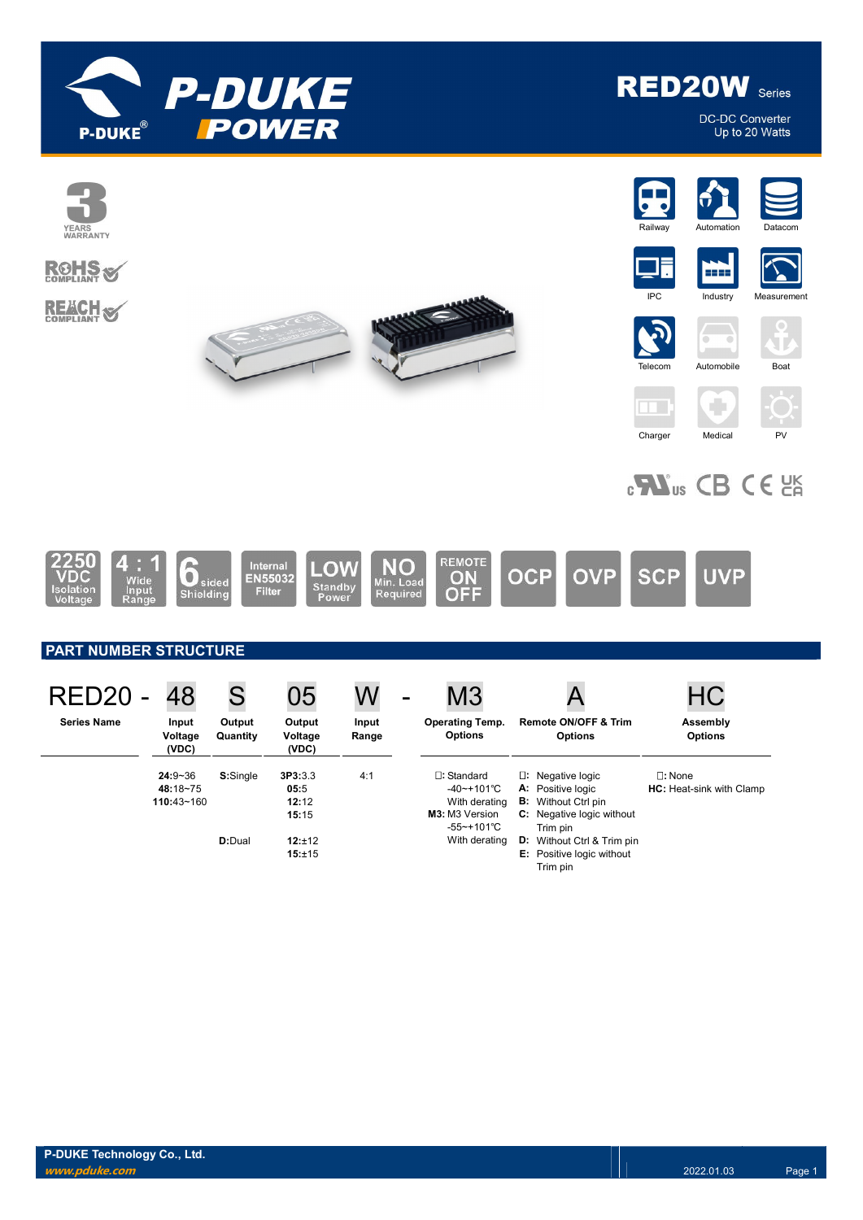# RED20W Series

DC-DC Converter
Up to 20 Watts

3 YEARS WARRANTY

RoHS COMPLIANT

REACH COMPLIANT

Railway · Automation · Datacom · IPC · Industry · Measurement · Telecom · Automobile · Boat · Charger · Medical · PV

2250 VDC Isolation Voltage · 4 : 1 Wide Input Range · 6 sided Shielding · Internal EN55032 Filter · LOW Standby Power · NO Min. Load Required · REMOTE ON OFF · OCP · OVP · SCP · UVP

## PART NUMBER STRUCTURE

| RED20 - | 48 | S | 05 | W | - | M3 | A | HC |
|---|---|---|---|---|---|---|---|---|
| **Series Name** | **Input Voltage (VDC)** | **Output Quantity** | **Output Voltage (VDC)** | **Input Range** | | **Operating Temp. Options** | **Remote ON/OFF & Trim Options** | **Assembly Options** |
| | **24:**9~36<br>**48:**18~75<br>**110:**43~160 | **S:**Single<br><br>**D:**Dual | **3P3:**3.3<br>**05:**5<br>**12:**12<br>**15:**15<br>**12:**±12<br>**15:**±15 | 4:1 | | □: Standard<br>-40~+101℃<br>With derating<br>**M3:** M3 Version<br>-55~+101℃<br>With derating | □: Negative logic<br>**A:** Positive logic<br>**B:** Without Ctrl pin<br>**C:** Negative logic without Trim pin<br>**D:** Without Ctrl & Trim pin<br>**E:** Positive logic without Trim pin | □: None<br>**HC:** Heat-sink with Clamp |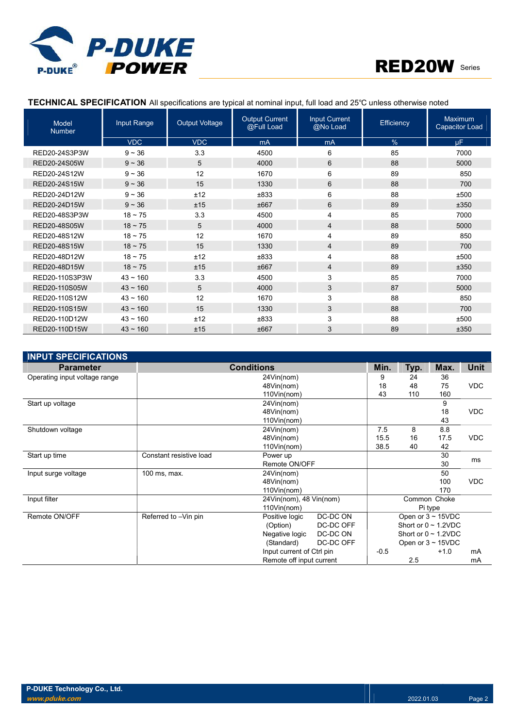**TECHNICAL SPECIFICATION** All specifications are typical at nominal input, full load and 25℃ unless otherwise noted

| Model Number | Input Range | Output Voltage | Output Current @Full Load | Input Current @No Load | Efficiency | Maximum Capacitor Load |
|---|---|---|---|---|---|---|
| | VDC | VDC | mA | mA | % | µF |
| RED20-24S3P3W | 9 ~ 36 | 3.3 | 4500 | 6 | 85 | 7000 |
| RED20-24S05W | 9 ~ 36 | 5 | 4000 | 6 | 88 | 5000 |
| RED20-24S12W | 9 ~ 36 | 12 | 1670 | 6 | 89 | 850 |
| RED20-24S15W | 9 ~ 36 | 15 | 1330 | 6 | 88 | 700 |
| RED20-24D12W | 9 ~ 36 | ±12 | ±833 | 6 | 88 | ±500 |
| RED20-24D15W | 9 ~ 36 | ±15 | ±667 | 6 | 89 | ±350 |
| RED20-48S3P3W | 18 ~ 75 | 3.3 | 4500 | 4 | 85 | 7000 |
| RED20-48S05W | 18 ~ 75 | 5 | 4000 | 4 | 88 | 5000 |
| RED20-48S12W | 18 ~ 75 | 12 | 1670 | 4 | 89 | 850 |
| RED20-48S15W | 18 ~ 75 | 15 | 1330 | 4 | 89 | 700 |
| RED20-48D12W | 18 ~ 75 | ±12 | ±833 | 4 | 88 | ±500 |
| RED20-48D15W | 18 ~ 75 | ±15 | ±667 | 4 | 89 | ±350 |
| RED20-110S3P3W | 43 ~ 160 | 3.3 | 4500 | 3 | 85 | 7000 |
| RED20-110S05W | 43 ~ 160 | 5 | 4000 | 3 | 87 | 5000 |
| RED20-110S12W | 43 ~ 160 | 12 | 1670 | 3 | 88 | 850 |
| RED20-110S15W | 43 ~ 160 | 15 | 1330 | 3 | 88 | 700 |
| RED20-110D12W | 43 ~ 160 | ±12 | ±833 | 3 | 88 | ±500 |
| RED20-110D15W | 43 ~ 160 | ±15 | ±667 | 3 | 89 | ±350 |

## INPUT SPECIFICATIONS

| Parameter | Conditions | | Min. | Typ. | Max. | Unit |
|---|---|---|---|---|---|---|
| Operating input voltage range | | 24Vin(nom)<br>48Vin(nom)<br>110Vin(nom) | 9<br>18<br>43 | 24<br>48<br>110 | 36<br>75<br>160 | VDC |
| Start up voltage | | 24Vin(nom)<br>48Vin(nom)<br>110Vin(nom) | | | 9<br>18<br>43 | VDC |
| Shutdown voltage | | 24Vin(nom)<br>48Vin(nom)<br>110Vin(nom) | 7.5<br>15.5<br>38.5 | 8<br>16<br>40 | 8.8<br>17.5<br>42 | VDC |
| Start up time | Constant resistive load | Power up<br>Remote ON/OFF | | | 30<br>30 | ms |
| Input surge voltage | 100 ms, max. | 24Vin(nom)<br>48Vin(nom)<br>110Vin(nom) | | | 50<br>100<br>170 | VDC |
| Input filter | | 24Vin(nom), 48 Vin(nom)<br>110Vin(nom) | Common Choke<br>Pi type | | | |
| Remote ON/OFF | Referred to –Vin pin | Positive logic (Option) DC-DC ON | Open or 3 ~ 15VDC | | | |
| | | Positive logic (Option) DC-DC OFF | Short or 0 ~ 1.2VDC | | | |
| | | Negative logic (Standard) DC-DC ON | Short or 0 ~ 1.2VDC | | | |
| | | Negative logic (Standard) DC-DC OFF | Open or 3 ~ 15VDC | | | |
| | | Input current of Ctrl pin | -0.5 | | +1.0 | mA |
| | | Remote off input current | | 2.5 | | mA |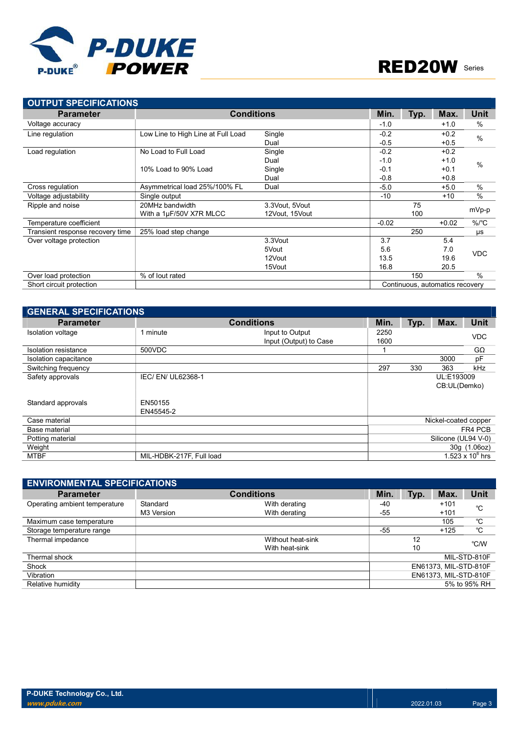## OUTPUT SPECIFICATIONS

| Parameter | Conditions | | Min. | Typ. | Max. | Unit |
|---|---|---|---|---|---|---|
| Voltage accuracy | | | -1.0 | | +1.0 | % |
| Line regulation | Low Line to High Line at Full Load | Single | -0.2 | | +0.2 | % |
| | | Dual | -0.5 | | +0.5 | |
| Load regulation | No Load to Full Load | Single | -0.2 | | +0.2 | % |
| | | Dual | -1.0 | | +1.0 | |
| | 10% Load to 90% Load | Single | -0.1 | | +0.1 | |
| | | Dual | -0.8 | | +0.8 | |
| Cross regulation | Asymmetrical load 25%/100% FL | Dual | -5.0 | | +5.0 | % |
| Voltage adjustability | Single output | | -10 | | +10 | % |
| Ripple and noise | 20MHz bandwidth | 3.3Vout, 5Vout | | 75 | | mVp-p |
| | With a 1μF/50V X7R MLCC | 12Vout, 15Vout | | 100 | | |
| Temperature coefficient | | | -0.02 | | +0.02 | %/℃ |
| Transient response recovery time | 25% load step change | | | 250 | | μs |
| Over voltage protection | | 3.3Vout | 3.7 | | 5.4 | VDC |
| | | 5Vout | 5.6 | | 7.0 | |
| | | 12Vout | 13.5 | | 19.6 | |
| | | 15Vout | 16.8 | | 20.5 | |
| Over load protection | % of Iout rated | | | 150 | | % |
| Short circuit protection | | | Continuous, automatics recovery | | | |

## GENERAL SPECIFICATIONS

| Parameter | Conditions | | Min. | Typ. | Max. | Unit |
|---|---|---|---|---|---|---|
| Isolation voltage | 1 minute | Input to Output | 2250 | | | VDC |
| | | Input (Output) to Case | 1600 | | | |
| Isolation resistance | 500VDC | | 1 | | | GΩ |
| Isolation capacitance | | | | | 3000 | pF |
| Switching frequency | | | 297 | 330 | 363 | kHz |
| Safety approvals | IEC/ EN/ UL62368-1 | | UL:E193009<br>CB:UL(Demko) | | | |
| Standard approvals | EN50155<br>EN45545-2 | | | | | |
| Case material | | | Nickel-coated copper | | | |
| Base material | | | FR4 PCB | | | |
| Potting material | | | Silicone (UL94 V-0) | | | |
| Weight | | | 30g (1.06oz) | | | |
| MTBF | MIL-HDBK-217F, Full load | | $1.523 \times 10^6$ hrs | | | |

## ENVIRONMENTAL SPECIFICATIONS

| Parameter | Conditions | | Min. | Typ. | Max. | Unit |
|---|---|---|---|---|---|---|
| Operating ambient temperature | Standard | With derating | -40 | | +101 | ℃ |
| | M3 Version | With derating | -55 | | +101 | |
| Maximum case temperature | | | | | 105 | ℃ |
| Storage temperature range | | | -55 | | +125 | ℃ |
| Thermal impedance | | Without heat-sink | | 12 | | ℃/W |
| | | With heat-sink | | 10 | | |
| Thermal shock | | | MIL-STD-810F | | | |
| Shock | | | EN61373, MIL-STD-810F | | | |
| Vibration | | | EN61373, MIL-STD-810F | | | |
| Relative humidity | | | 5% to 95% RH | | | |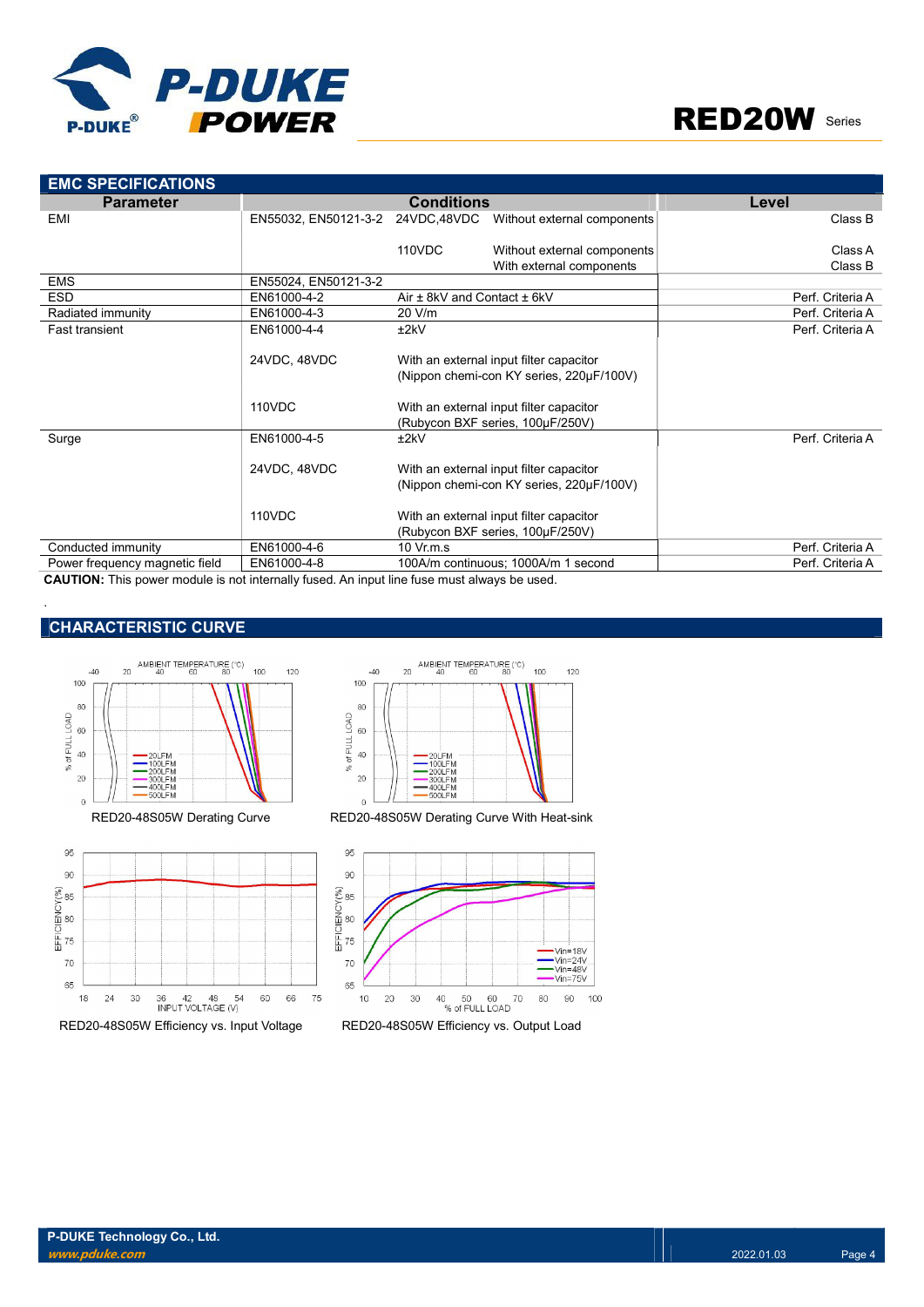## EMC SPECIFICATIONS

| Parameter | Conditions | | | Level |
|---|---|---|---|---|
| EMI | EN55032, EN50121-3-2 | 24VDC,48VDC | Without external components | Class B |
| | | 110VDC | Without external components | Class A |
| | | | With external components | Class B |
| EMS | EN55024, EN50121-3-2 | | | |
| ESD | EN61000-4-2 | Air ± 8kV and Contact ± 6kV | | Perf. Criteria A |
| Radiated immunity | EN61000-4-3 | 20 V/m | | Perf. Criteria A |
| Fast transient | EN61000-4-4 | ±2kV | | Perf. Criteria A |
| | 24VDC, 48VDC | With an external input filter capacitor (Nippon chemi-con KY series, 220μF/100V) | | |
| | 110VDC | With an external input filter capacitor (Rubycon BXF series, 100μF/250V) | | |
| Surge | EN61000-4-5 | ±2kV | | Perf. Criteria A |
| | 24VDC, 48VDC | With an external input filter capacitor (Nippon chemi-con KY series, 220μF/100V) | | |
| | 110VDC | With an external input filter capacitor (Rubycon BXF series, 100μF/250V) | | |
| Conducted immunity | EN61000-4-6 | 10 Vr.m.s | | Perf. Criteria A |
| Power frequency magnetic field | EN61000-4-8 | 100A/m continuous; 1000A/m 1 second | | Perf. Criteria A |

**CAUTION:** This power module is not internally fused. An input line fuse must always be used.

## CHARACTERISTIC CURVE

AMBIENT TEMPERATURE (°C)
-40 20 40 60 80 100 120
% of FULL LOAD
100 80 60 40 20 0
20LFM
100LFM
200LFM
300LFM
400LFM
500LFM

RED20-48S05W Derating Curve

AMBIENT TEMPERATURE (°C)
-40 20 40 60 80 100 120
% of FULL LOAD
100 80 60 40 20 0
20LFM
100LFM
200LFM
300LFM
400LFM
500LFM

RED20-48S05W Derating Curve With Heat-sink

EFFICIENCY(%)
95 90 85 80 75 70 65
18 24 30 36 42 48 54 60 66 75
INPUT VOLTAGE (V)

RED20-48S05W Efficiency vs. Input Voltage

EFFICIENCY(%)
95 90 85 80 75 70 65
10 20 30 40 50 60 70 80 90 100
% of FULL LOAD
Vin=18V
Vin=24V
Vin=48V
Vin=75V

RED20-48S05W Efficiency vs. Output Load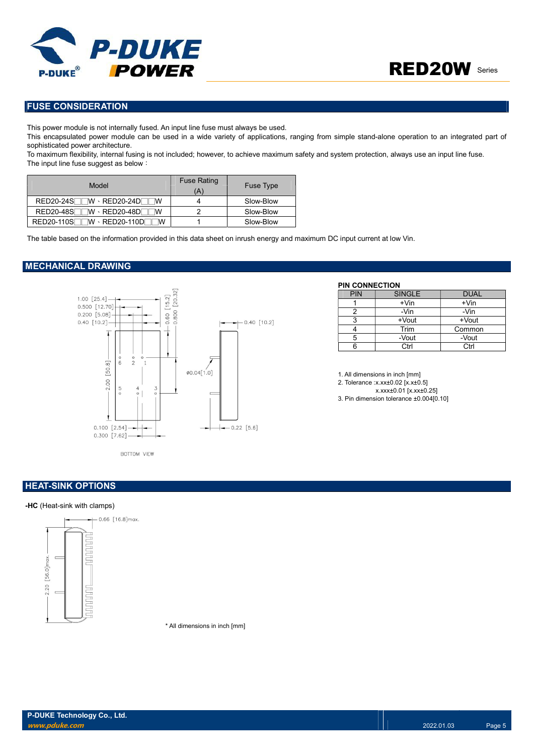## FUSE CONSIDERATION

This power module is not internally fused. An input line fuse must always be used.
This encapsulated power module can be used in a wide variety of applications, ranging from simple stand-alone operation to an integrated part of sophisticated power architecture.
To maximum flexibility, internal fusing is not included; however, to achieve maximum safety and system protection, always use an input line fuse.
The input line fuse suggest as below：

| Model | Fuse Rating (A) | Fuse Type |
|---|---|---|
| RED20-24S□□W、RED20-24D□□W | 4 | Slow-Blow |
| RED20-48S□□W、RED20-48D□□W | 2 | Slow-Blow |
| RED20-110S□□W、RED20-110D□□W | 1 | Slow-Blow |

The table based on the information provided in this data sheet on inrush energy and maximum DC input current at low Vin.

## MECHANICAL DRAWING

1.00 [25.4]
0.500 [12.70]
0.200 [5.08]
0.40 [10.2]
0.60 [15.2]
0.800 [20.32]
2.00 [50.8]
6 2 1
5 4 3
0.100 [2.54]
0.300 [7.62]
BOTTOM VIEW
0.40 [10.2]
φ0.04[1.0]
0.22 [5.6]

**PIN CONNECTION**

| PIN | SINGLE | DUAL |
|---|---|---|
| 1 | +Vin | +Vin |
| 2 | -Vin | -Vin |
| 3 | +Vout | +Vout |
| 4 | Trim | Common |
| 5 | -Vout | -Vout |
| 6 | Ctrl | Ctrl |

1. All dimensions in inch [mm]
2. Tolerance :x.xx±0.02 [x.x±0.5]
   x.xxx±0.01 [x.xx±0.25]
3. Pin dimension tolerance ±0.004[0.10]

## HEAT-SINK OPTIONS

**-HC** (Heat-sink with clamps)

0.66 [16.8]max.
2.20 [56.0]max.

* All dimensions in inch [mm]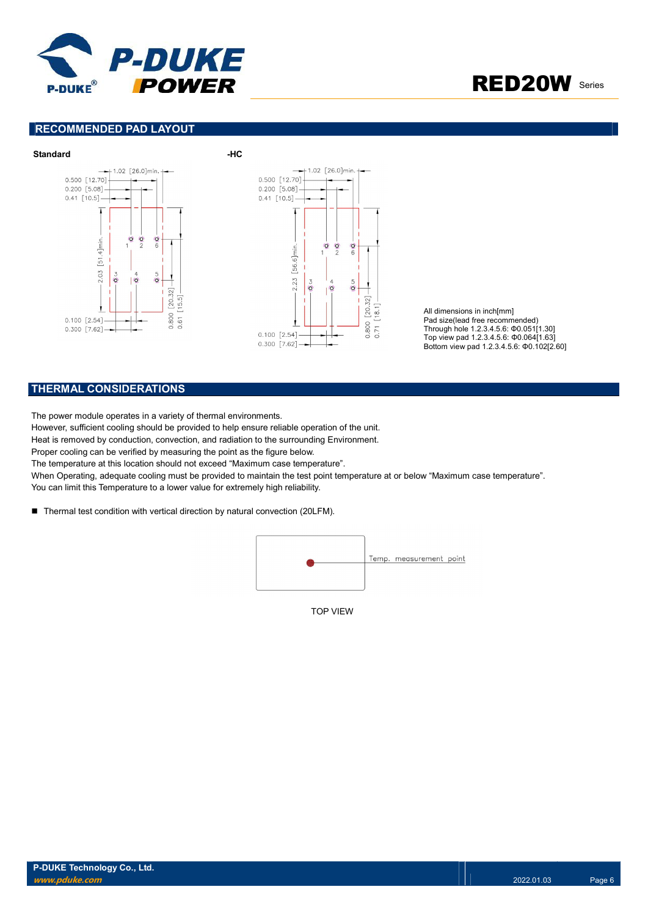## RECOMMENDED PAD LAYOUT

**Standard**

1.02 [26.0]min.
0.500 [12.70]
0.200 [5.08]
0.41 [10.5]
2.03 [51.4]min.
1 2 6
3 4 5
0.100 [2.54]
0.300 [7.62]
0.800 [20.32]
0.61 [15.5]

**-HC**

1.02 [26.0]min.
0.500 [12.70]
0.200 [5.08]
0.41 [10.5]
2.23 [56.6]min.
1 2 6
3 4 5
0.100 [2.54]
0.300 [7.62]
0.800 [20.32]
0.71 [18.1]

All dimensions in inch[mm]
Pad size(lead free recommended)
Through hole 1.2.3.4.5.6: Φ0.051[1.30]
Top view pad 1.2.3.4.5.6: Φ0.064[1.63]
Bottom view pad 1.2.3.4.5.6: Φ0.102[2.60]

## THERMAL CONSIDERATIONS

The power module operates in a variety of thermal environments.
However, sufficient cooling should be provided to help ensure reliable operation of the unit.
Heat is removed by conduction, convection, and radiation to the surrounding Environment.
Proper cooling can be verified by measuring the point as the figure below.
The temperature at this location should not exceed "Maximum case temperature".
When Operating, adequate cooling must be provided to maintain the test point temperature at or below "Maximum case temperature".
You can limit this Temperature to a lower value for extremely high reliability.

- Thermal test condition with vertical direction by natural convection (20LFM).

Temp. measurement point

TOP VIEW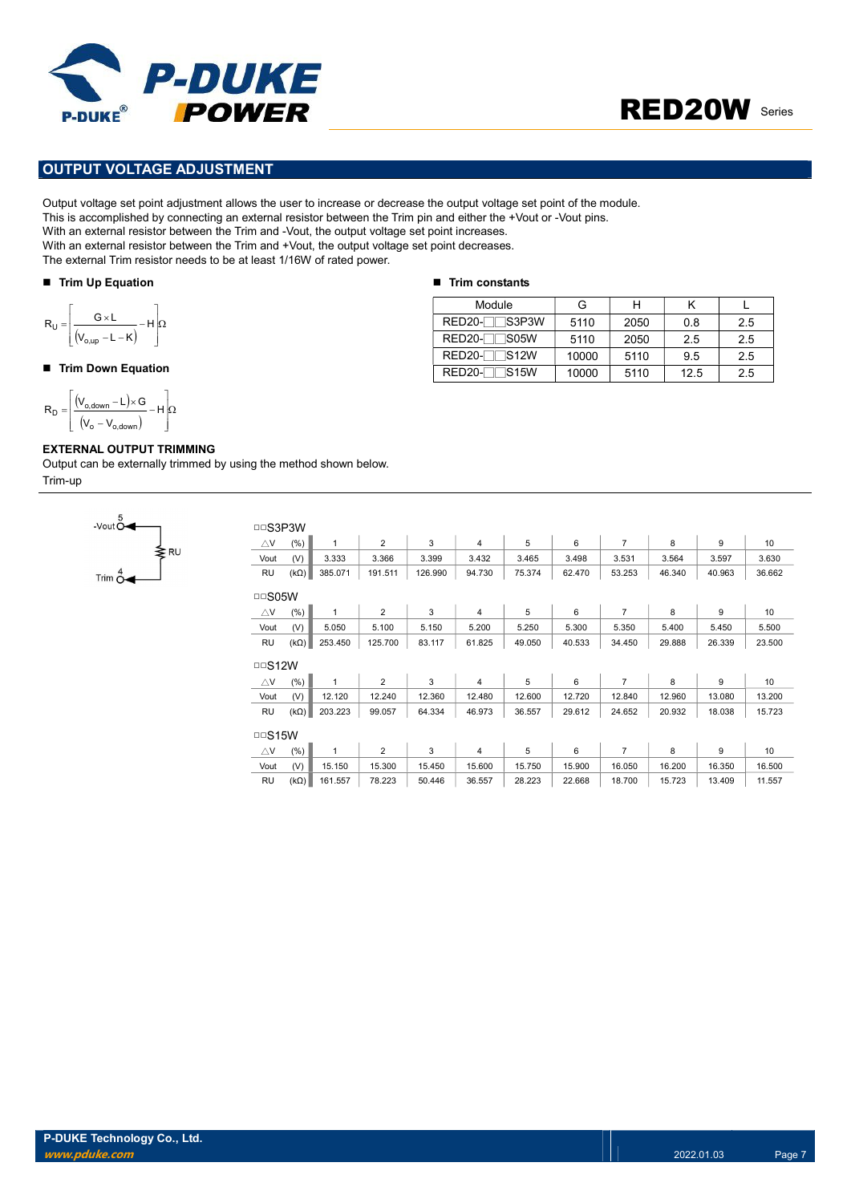## OUTPUT VOLTAGE ADJUSTMENT

Output voltage set point adjustment allows the user to increase or decrease the output voltage set point of the module.
This is accomplished by connecting an external resistor between the Trim pin and either the +Vout or -Vout pins.
With an external resistor between the Trim and -Vout, the output voltage set point increases.
With an external resistor between the Trim and +Vout, the output voltage set point decreases.
The external Trim resistor needs to be at least 1/16W of rated power.

■ **Trim Up Equation**

$$R_U = \left[ \frac{G \times L}{(V_{o,up} - L - K)} - H \right] \Omega$$

■ **Trim Down Equation**

$$R_D = \left[ \frac{(V_{o,down} - L) \times G}{(V_o - V_{o,down})} - H \right] \Omega$$

■ **Trim constants**

| Module | G | H | K | L |
|---|---|---|---|---|
| RED20-□□S3P3W | 5110 | 2050 | 0.8 | 2.5 |
| RED20-□□S05W | 5110 | 2050 | 2.5 | 2.5 |
| RED20-□□S12W | 10000 | 5110 | 9.5 | 2.5 |
| RED20-□□S15W | 10000 | 5110 | 12.5 | 2.5 |

**EXTERNAL OUTPUT TRIMMING**

Output can be externally trimmed by using the method shown below.

Trim-up

-Vout 5
RU
Trim 4

□□S3P3W

| △V | (%) | 1 | 2 | 3 | 4 | 5 | 6 | 7 | 8 | 9 | 10 |
|---|---|---|---|---|---|---|---|---|---|---|---|
| Vout | (V) | 3.333 | 3.366 | 3.399 | 3.432 | 3.465 | 3.498 | 3.531 | 3.564 | 3.597 | 3.630 |
| RU | (kΩ) | 385.071 | 191.511 | 126.990 | 94.730 | 75.374 | 62.470 | 53.253 | 46.340 | 40.963 | 36.662 |

□□S05W

| △V | (%) | 1 | 2 | 3 | 4 | 5 | 6 | 7 | 8 | 9 | 10 |
|---|---|---|---|---|---|---|---|---|---|---|---|
| Vout | (V) | 5.050 | 5.100 | 5.150 | 5.200 | 5.250 | 5.300 | 5.350 | 5.400 | 5.450 | 5.500 |
| RU | (kΩ) | 253.450 | 125.700 | 83.117 | 61.825 | 49.050 | 40.533 | 34.450 | 29.888 | 26.339 | 23.500 |

□□S12W

| △V | (%) | 1 | 2 | 3 | 4 | 5 | 6 | 7 | 8 | 9 | 10 |
|---|---|---|---|---|---|---|---|---|---|---|---|
| Vout | (V) | 12.120 | 12.240 | 12.360 | 12.480 | 12.600 | 12.720 | 12.840 | 12.960 | 13.080 | 13.200 |
| RU | (kΩ) | 203.223 | 99.057 | 64.334 | 46.973 | 36.557 | 29.612 | 24.652 | 20.932 | 18.038 | 15.723 |

□□S15W

| △V | (%) | 1 | 2 | 3 | 4 | 5 | 6 | 7 | 8 | 9 | 10 |
|---|---|---|---|---|---|---|---|---|---|---|---|
| Vout | (V) | 15.150 | 15.300 | 15.450 | 15.600 | 15.750 | 15.900 | 16.050 | 16.200 | 16.350 | 16.500 |
| RU | (kΩ) | 161.557 | 78.223 | 50.446 | 36.557 | 28.223 | 22.668 | 18.700 | 15.723 | 13.409 | 11.557 |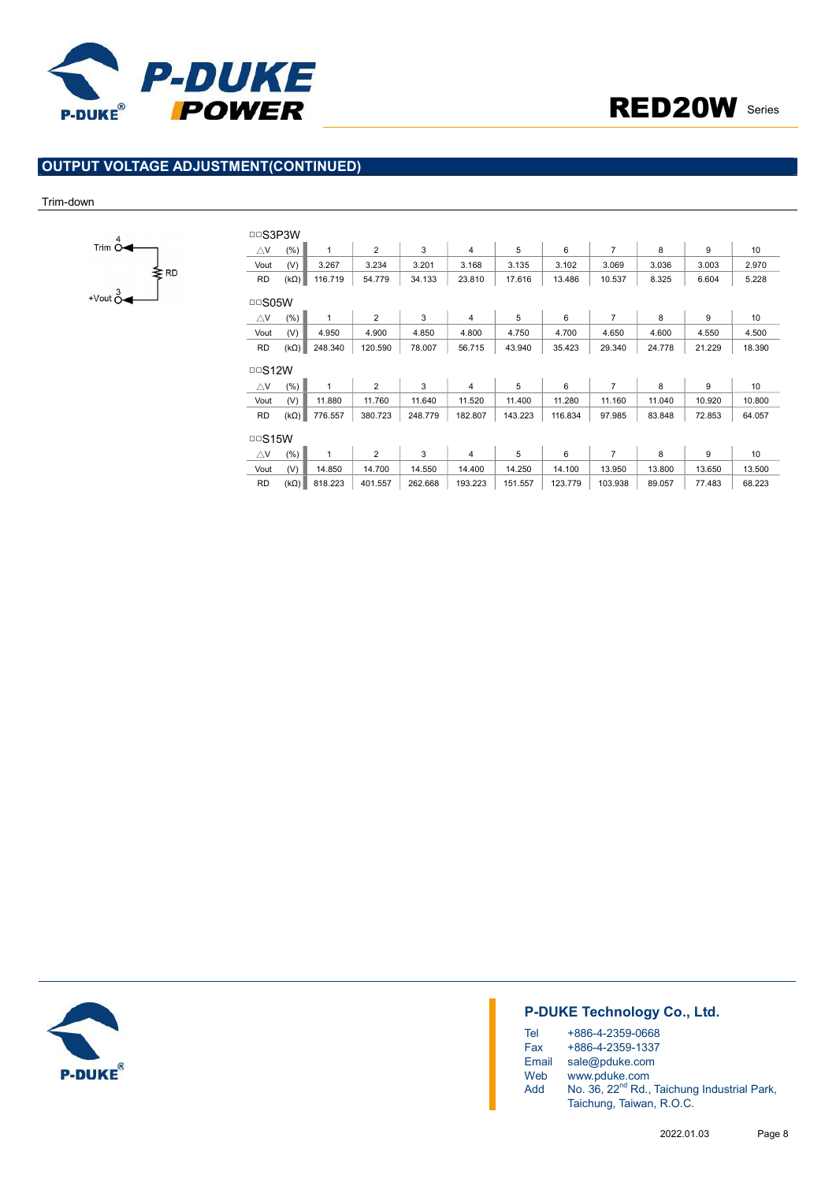## OUTPUT VOLTAGE ADJUSTMENT(CONTINUED)

Trim-down

Trim 4
RD
+Vout 3

□□S3P3W

| △V | (%) | 1 | 2 | 3 | 4 | 5 | 6 | 7 | 8 | 9 | 10 |
|---|---|---|---|---|---|---|---|---|---|---|---|
| Vout | (V) | 3.267 | 3.234 | 3.201 | 3.168 | 3.135 | 3.102 | 3.069 | 3.036 | 3.003 | 2.970 |
| RD | (kΩ) | 116.719 | 54.779 | 34.133 | 23.810 | 17.616 | 13.486 | 10.537 | 8.325 | 6.604 | 5.228 |

□□S05W

| △V | (%) | 1 | 2 | 3 | 4 | 5 | 6 | 7 | 8 | 9 | 10 |
|---|---|---|---|---|---|---|---|---|---|---|---|
| Vout | (V) | 4.950 | 4.900 | 4.850 | 4.800 | 4.750 | 4.700 | 4.650 | 4.600 | 4.550 | 4.500 |
| RD | (kΩ) | 248.340 | 120.590 | 78.007 | 56.715 | 43.940 | 35.423 | 29.340 | 24.778 | 21.229 | 18.390 |

□□S12W

| △V | (%) | 1 | 2 | 3 | 4 | 5 | 6 | 7 | 8 | 9 | 10 |
|---|---|---|---|---|---|---|---|---|---|---|---|
| Vout | (V) | 11.880 | 11.760 | 11.640 | 11.520 | 11.400 | 11.280 | 11.160 | 11.040 | 10.920 | 10.800 |
| RD | (kΩ) | 776.557 | 380.723 | 248.779 | 182.807 | 143.223 | 116.834 | 97.985 | 83.848 | 72.853 | 64.057 |

□□S15W

| △V | (%) | 1 | 2 | 3 | 4 | 5 | 6 | 7 | 8 | 9 | 10 |
|---|---|---|---|---|---|---|---|---|---|---|---|
| Vout | (V) | 14.850 | 14.700 | 14.550 | 14.400 | 14.250 | 14.100 | 13.950 | 13.800 | 13.650 | 13.500 |
| RD | (kΩ) | 818.223 | 401.557 | 262.668 | 193.223 | 151.557 | 123.779 | 103.938 | 89.057 | 77.483 | 68.223 |

**P-DUKE Technology Co., Ltd.**

Tel +886-4-2359-0668
Fax +886-4-2359-1337
Email sale@pduke.com
Web www.pduke.com
Add No. 36, 22nd Rd., Taichung Industrial Park, Taichung, Taiwan, R.O.C.

2022.01.03